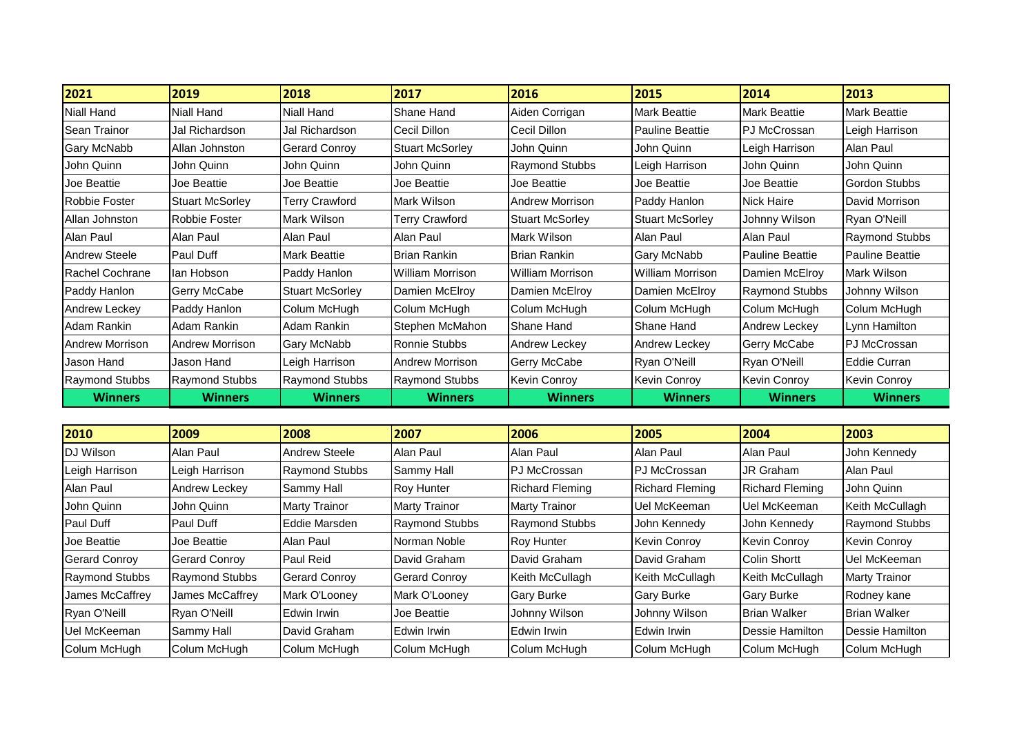| 2021 | 2019 | 2018 | 2017 | 2016 | 2015 | 2014 | 2013 |
|---|---|---|---|---|---|---|---|
| Niall Hand | Niall Hand | Niall Hand | Shane Hand | Aiden Corrigan | Mark Beattie | Mark Beattie | Mark Beattie |
| Sean Trainor | Jal Richardson | Jal Richardson | Cecil Dillon | Cecil Dillon | Pauline Beattie | PJ McCrossan | Leigh Harrison |
| Gary McNabb | Allan Johnston | Gerard Conroy | Stuart McSorley | John Quinn | John Quinn | Leigh Harrison | Alan Paul |
| John Quinn | John Quinn | John Quinn | John Quinn | Raymond Stubbs | Leigh Harrison | John Quinn | John Quinn |
| Joe Beattie | Joe Beattie | Joe Beattie | Joe Beattie | Joe Beattie | Joe Beattie | Joe Beattie | Gordon Stubbs |
| Robbie Foster | Stuart McSorley | Terry Crawford | Mark Wilson | Andrew Morrison | Paddy Hanlon | Nick Haire | David Morrison |
| Allan Johnston | Robbie Foster | Mark Wilson | Terry Crawford | Stuart McSorley | Stuart McSorley | Johnny Wilson | Ryan O'Neill |
| Alan Paul | Alan Paul | Alan Paul | Alan Paul | Mark Wilson | Alan Paul | Alan Paul | Raymond Stubbs |
| Andrew Steele | Paul Duff | Mark Beattie | Brian Rankin | Brian Rankin | Gary McNabb | Pauline Beattie | Pauline Beattie |
| Rachel Cochrane | Ian Hobson | Paddy Hanlon | William Morrison | William Morrison | William Morrison | Damien McElroy | Mark Wilson |
| Paddy Hanlon | Gerry McCabe | Stuart McSorley | Damien McElroy | Damien McElroy | Damien McElroy | Raymond Stubbs | Johnny Wilson |
| Andrew Leckey | Paddy Hanlon | Colum McHugh | Colum McHugh | Colum McHugh | Colum McHugh | Colum McHugh | Colum McHugh |
| Adam Rankin | Adam Rankin | Adam Rankin | Stephen McMahon | Shane Hand | Shane Hand | Andrew Leckey | Lynn Hamilton |
| Andrew Morrison | Andrew Morrison | Gary McNabb | Ronnie Stubbs | Andrew Leckey | Andrew Leckey | Gerry McCabe | PJ McCrossan |
| Jason Hand | Jason Hand | Leigh Harrison | Andrew Morrison | Gerry McCabe | Ryan O'Neill | Ryan O'Neill | Eddie Curran |
| Raymond Stubbs | Raymond Stubbs | Raymond Stubbs | Raymond Stubbs | Kevin Conroy | Kevin Conroy | Kevin Conroy | Kevin Conroy |
| **Winners** | **Winners** | **Winners** | **Winners** | **Winners** | **Winners** | **Winners** | **Winners** |

| 2010 | 2009 | 2008 | 2007 | 2006 | 2005 | 2004 | 2003 |
|---|---|---|---|---|---|---|---|
| DJ Wilson | Alan Paul | Andrew Steele | Alan Paul | Alan Paul | Alan Paul | Alan Paul | John Kennedy |
| Leigh Harrison | Leigh Harrison | Raymond Stubbs | Sammy Hall | PJ McCrossan | PJ McCrossan | JR Graham | Alan Paul |
| Alan Paul | Andrew Leckey | Sammy Hall | Roy Hunter | Richard Fleming | Richard Fleming | Richard Fleming | John Quinn |
| John Quinn | John Quinn | Marty Trainor | Marty Trainor | Marty Trainor | Uel McKeeman | Uel McKeeman | Keith McCullagh |
| Paul Duff | Paul Duff | Eddie Marsden | Raymond Stubbs | Raymond Stubbs | John Kennedy | John Kennedy | Raymond Stubbs |
| Joe Beattie | Joe Beattie | Alan Paul | Norman Noble | Roy Hunter | Kevin Conroy | Kevin Conroy | Kevin Conroy |
| Gerard Conroy | Gerard Conroy | Paul Reid | David Graham | David Graham | David Graham | Colin Shortt | Uel McKeeman |
| Raymond Stubbs | Raymond Stubbs | Gerard Conroy | Gerard Conroy | Keith McCullagh | Keith McCullagh | Keith McCullagh | Marty Trainor |
| James McCaffrey | James McCaffrey | Mark O'Looney | Mark O'Looney | Gary Burke | Gary Burke | Gary Burke | Rodney kane |
| Ryan O'Neill | Ryan O'Neill | Edwin Irwin | Joe Beattie | Johnny Wilson | Johnny Wilson | Brian Walker | Brian Walker |
| Uel McKeeman | Sammy Hall | David Graham | Edwin Irwin | Edwin Irwin | Edwin Irwin | Dessie Hamilton | Dessie Hamilton |
| Colum McHugh | Colum McHugh | Colum McHugh | Colum McHugh | Colum McHugh | Colum McHugh | Colum McHugh | Colum McHugh |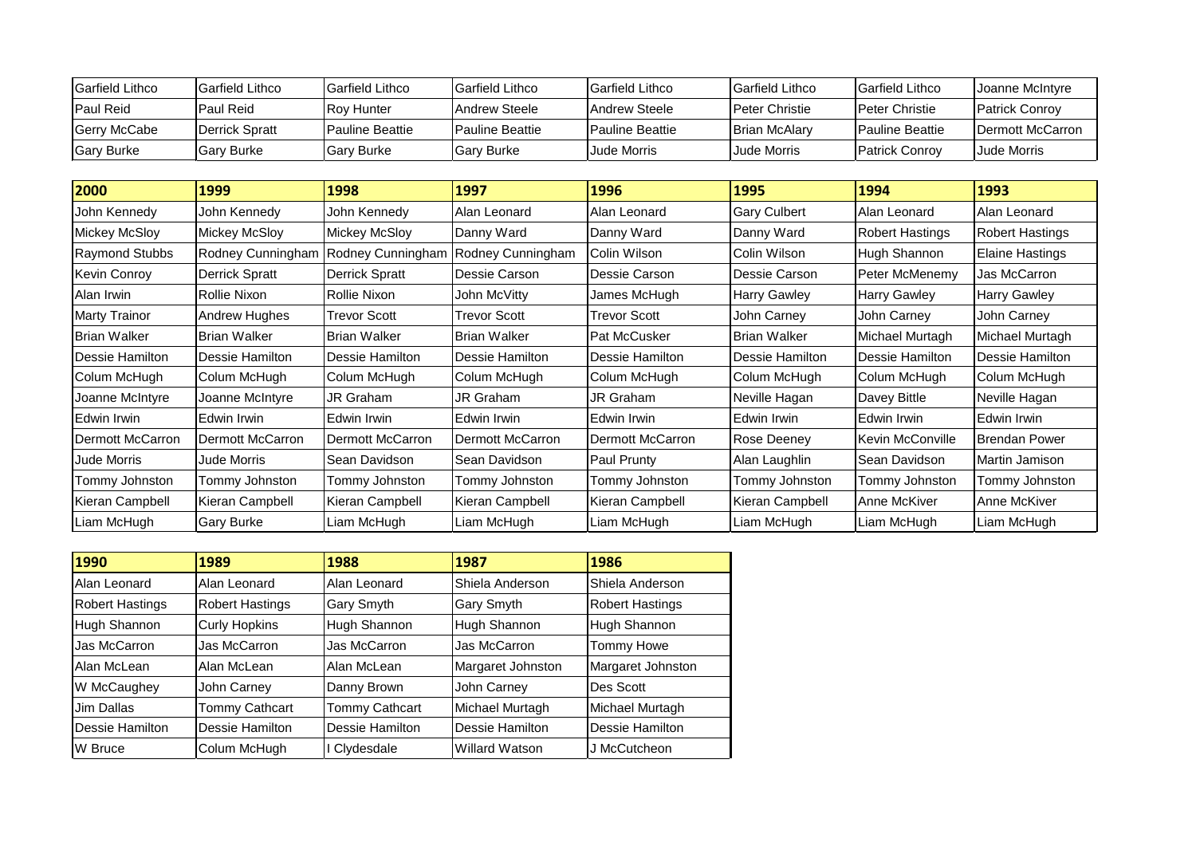| Garfield Lithco | Garfield Lithco | Garfield Lithco | Garfield Lithco | Garfield Lithco | Garfield Lithco | Garfield Lithco | Joanne McIntyre |
|---|---|---|---|---|---|---|---|
| Paul Reid | Paul Reid | Roy Hunter | Andrew Steele | Andrew Steele | Peter Christie | Peter Christie | Patrick Conroy |
| Gerry McCabe | Derrick Spratt | Pauline Beattie | Pauline Beattie | Pauline Beattie | Brian McAlary | Pauline Beattie | Dermott McCarron |
| Gary Burke | Gary Burke | Gary Burke | Gary Burke | Jude Morris | Jude Morris | Patrick Conroy | Jude Morris |

| 2000 | 1999 | 1998 | 1997 | 1996 | 1995 | 1994 | 1993 |
|---|---|---|---|---|---|---|---|
| John Kennedy | John Kennedy | John Kennedy | Alan Leonard | Alan Leonard | Gary Culbert | Alan Leonard | Alan Leonard |
| Mickey McSloy | Mickey McSloy | Mickey McSloy | Danny Ward | Danny Ward | Danny Ward | Robert Hastings | Robert Hastings |
| Raymond Stubbs | Rodney Cunningham | Rodney Cunningham | Rodney Cunningham | Colin Wilson | Colin Wilson | Hugh Shannon | Elaine Hastings |
| Kevin Conroy | Derrick Spratt | Derrick Spratt | Dessie Carson | Dessie Carson | Dessie Carson | Peter McMenemy | Jas McCarron |
| Alan Irwin | Rollie Nixon | Rollie Nixon | John McVitty | James McHugh | Harry Gawley | Harry Gawley | Harry Gawley |
| Marty Trainor | Andrew Hughes | Trevor Scott | Trevor Scott | Trevor Scott | John Carney | John Carney | John Carney |
| Brian Walker | Brian Walker | Brian Walker | Brian Walker | Pat McCusker | Brian Walker | Michael Murtagh | Michael Murtagh |
| Dessie Hamilton | Dessie Hamilton | Dessie Hamilton | Dessie Hamilton | Dessie Hamilton | Dessie Hamilton | Dessie Hamilton | Dessie Hamilton |
| Colum McHugh | Colum McHugh | Colum McHugh | Colum McHugh | Colum McHugh | Colum McHugh | Colum McHugh | Colum McHugh |
| Joanne McIntyre | Joanne McIntyre | JR Graham | JR Graham | JR Graham | Neville Hagan | Davey Bittle | Neville Hagan |
| Edwin Irwin | Edwin Irwin | Edwin Irwin | Edwin Irwin | Edwin Irwin | Edwin Irwin | Edwin Irwin | Edwin Irwin |
| Dermott McCarron | Dermott McCarron | Dermott McCarron | Dermott McCarron | Dermott McCarron | Rose Deeney | Kevin McConville | Brendan Power |
| Jude Morris | Jude Morris | Sean Davidson | Sean Davidson | Paul Prunty | Alan Laughlin | Sean Davidson | Martin Jamison |
| Tommy Johnston | Tommy Johnston | Tommy Johnston | Tommy Johnston | Tommy Johnston | Tommy Johnston | Tommy Johnston | Tommy Johnston |
| Kieran Campbell | Kieran Campbell | Kieran Campbell | Kieran Campbell | Kieran Campbell | Kieran Campbell | Anne McKiver | Anne McKiver |
| Liam McHugh | Gary Burke | Liam McHugh | Liam McHugh | Liam McHugh | Liam McHugh | Liam McHugh | Liam McHugh |

| 1990 | 1989 | 1988 | 1987 | 1986 |
|---|---|---|---|---|
| Alan Leonard | Alan Leonard | Alan Leonard | Shiela Anderson | Shiela Anderson |
| Robert Hastings | Robert Hastings | Gary Smyth | Gary Smyth | Robert Hastings |
| Hugh Shannon | Curly Hopkins | Hugh Shannon | Hugh Shannon | Hugh Shannon |
| Jas McCarron | Jas McCarron | Jas McCarron | Jas McCarron | Tommy Howe |
| Alan McLean | Alan McLean | Alan McLean | Margaret Johnston | Margaret Johnston |
| W McCaughey | John Carney | Danny Brown | John Carney | Des Scott |
| Jim Dallas | Tommy Cathcart | Tommy Cathcart | Michael Murtagh | Michael Murtagh |
| Dessie Hamilton | Dessie Hamilton | Dessie Hamilton | Dessie Hamilton | Dessie Hamilton |
| W Bruce | Colum McHugh | I Clydesdale | Willard Watson | J McCutcheon |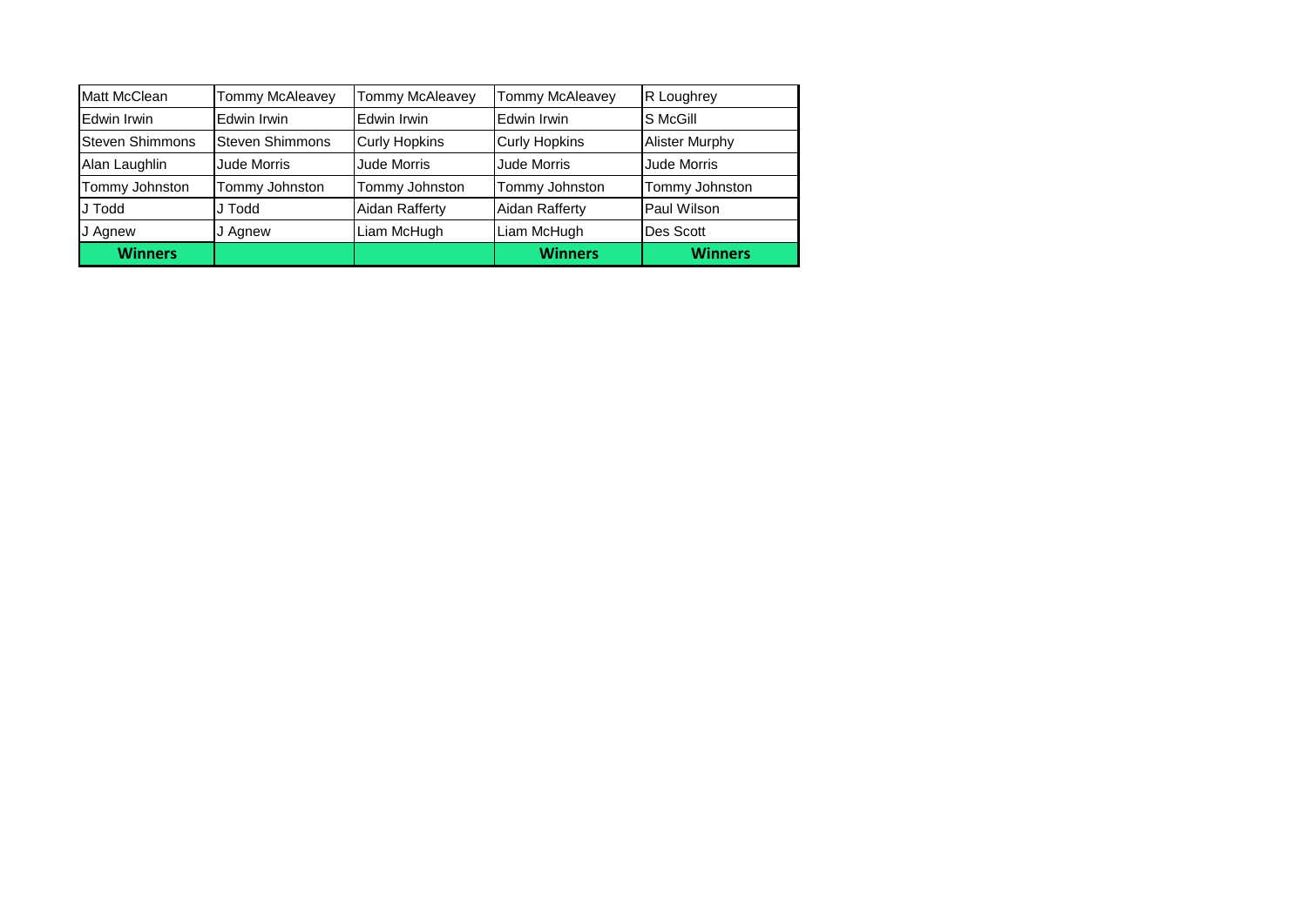| Matt McClean | Tommy McAleavey | Tommy McAleavey | Tommy McAleavey | R Loughrey |
| --- | --- | --- | --- | --- |
| Edwin Irwin | Edwin Irwin | Edwin Irwin | Edwin Irwin | S McGill |
| Steven Shimmons | Steven Shimmons | Curly Hopkins | Curly Hopkins | Alister Murphy |
| Alan Laughlin | Jude Morris | Jude Morris | Jude Morris | Jude Morris |
| Tommy Johnston | Tommy Johnston | Tommy Johnston | Tommy Johnston | Tommy Johnston |
| J Todd | J Todd | Aidan Rafferty | Aidan Rafferty | Paul Wilson |
| J Agnew | J Agnew | Liam McHugh | Liam McHugh | Des Scott |
| **Winners** | | | **Winners** | **Winners** |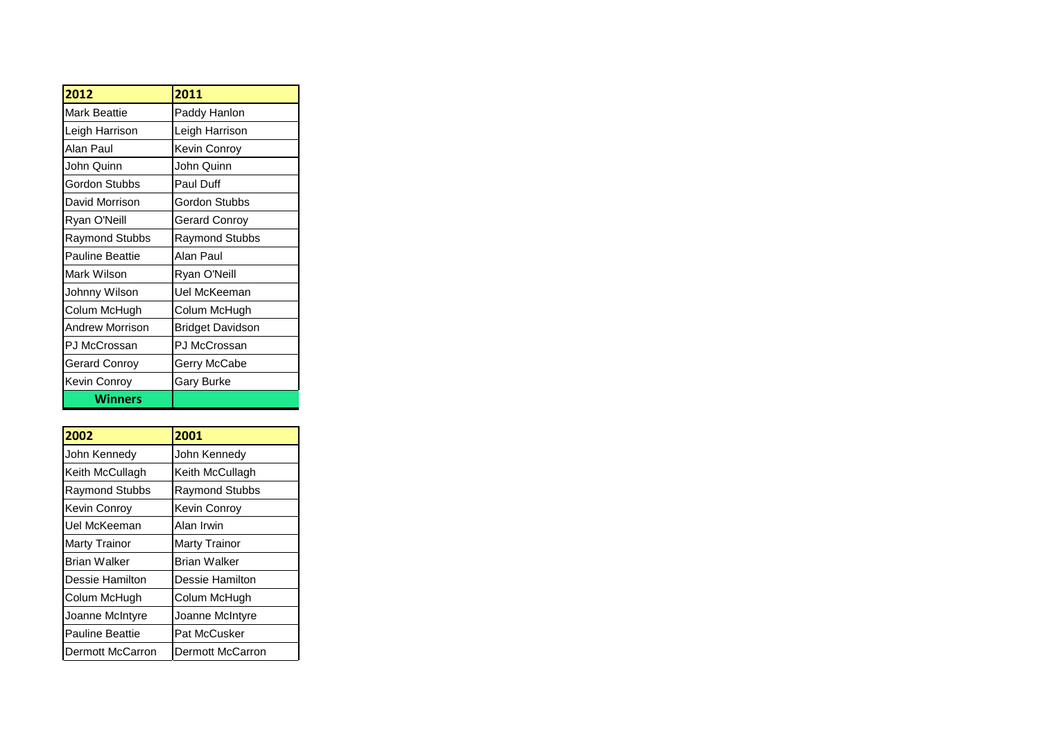| 2012 | 2011 |
| --- | --- |
| Mark Beattie | Paddy Hanlon |
| Leigh Harrison | Leigh Harrison |
| Alan Paul | Kevin Conroy |
| John Quinn | John Quinn |
| Gordon Stubbs | Paul Duff |
| David Morrison | Gordon Stubbs |
| Ryan O'Neill | Gerard Conroy |
| Raymond Stubbs | Raymond Stubbs |
| Pauline Beattie | Alan Paul |
| Mark Wilson | Ryan O'Neill |
| Johnny Wilson | Uel McKeeman |
| Colum McHugh | Colum McHugh |
| Andrew Morrison | Bridget Davidson |
| PJ McCrossan | PJ McCrossan |
| Gerard Conroy | Gerry McCabe |
| Kevin Conroy | Gary Burke |
| **Winners** | |

| 2002 | 2001 |
| --- | --- |
| John Kennedy | John Kennedy |
| Keith McCullagh | Keith McCullagh |
| Raymond Stubbs | Raymond Stubbs |
| Kevin Conroy | Kevin Conroy |
| Uel McKeeman | Alan Irwin |
| Marty Trainor | Marty Trainor |
| Brian Walker | Brian Walker |
| Dessie Hamilton | Dessie Hamilton |
| Colum McHugh | Colum McHugh |
| Joanne McIntyre | Joanne McIntyre |
| Pauline Beattie | Pat McCusker |
| Dermott McCarron | Dermott McCarron |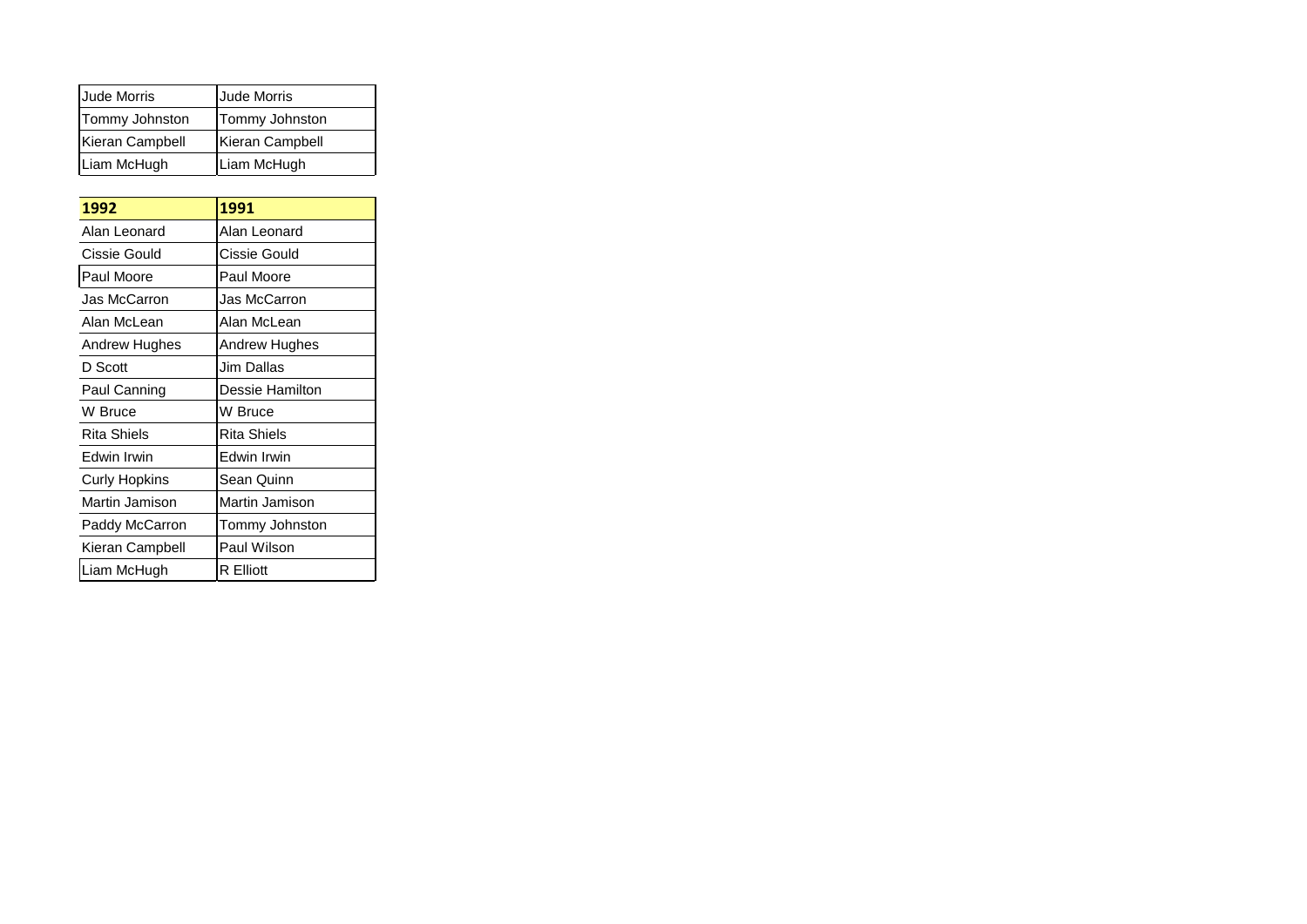| | |
|---|---|
| Jude Morris | Jude Morris |
| Tommy Johnston | Tommy Johnston |
| Kieran Campbell | Kieran Campbell |
| Liam McHugh | Liam McHugh |

| **1992** | **1991** |
|---|---|
| Alan Leonard | Alan Leonard |
| Cissie Gould | Cissie Gould |
| Paul Moore | Paul Moore |
| Jas McCarron | Jas McCarron |
| Alan McLean | Alan McLean |
| Andrew Hughes | Andrew Hughes |
| D Scott | Jim Dallas |
| Paul Canning | Dessie Hamilton |
| W Bruce | W Bruce |
| Rita Shiels | Rita Shiels |
| Edwin Irwin | Edwin Irwin |
| Curly Hopkins | Sean Quinn |
| Martin Jamison | Martin Jamison |
| Paddy McCarron | Tommy Johnston |
| Kieran Campbell | Paul Wilson |
| Liam McHugh | R Elliott |